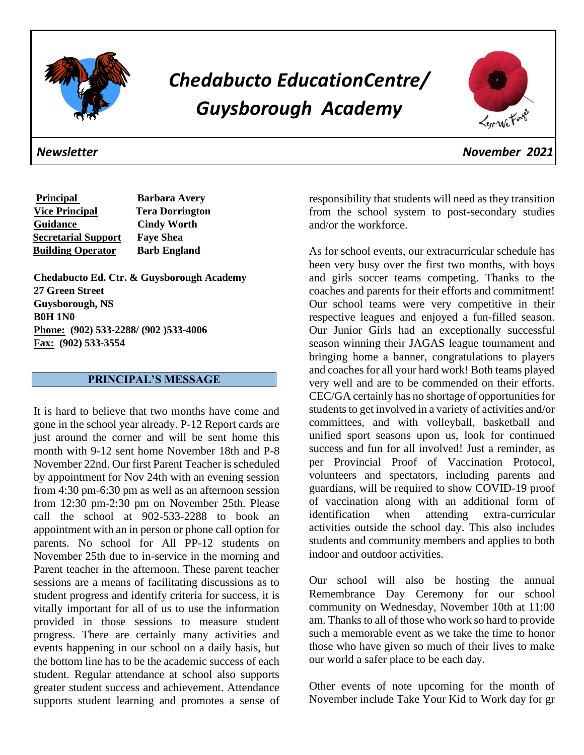# *Chedabucto EducationCentre/ Guysborough Academy*

*Newsletter* *November 2021*

| | |
|---|---|
| **Principal** | **Barbara Avery** |
| **Vice Principal** | **Tera Dorrington** |
| **Guidance** | **Cindy Worth** |
| **Secretarial Support** | **Faye Shea** |
| **Building Operator** | **Barb England** |

**Chedabucto Ed. Ctr. & Guysborough Academy**
**27 Green Street**
**Guysborough, NS**
**B0H 1N0**
**Phone: (902) 533-2288/ (902 )533-4006**
**Fax: (902) 533-3554**

## PRINCIPAL'S MESSAGE

It is hard to believe that two months have come and gone in the school year already. P-12 Report cards are just around the corner and will be sent home this month with 9-12 sent home November 18th and P-8 November 22nd. Our first Parent Teacher is scheduled by appointment for Nov 24th with an evening session from 4:30 pm-6:30 pm as well as an afternoon session from 12:30 pm-2:30 pm on November 25th. Please call the school at 902-533-2288 to book an appointment with an in person or phone call option for parents. No school for All PP-12 students on November 25th due to in-service in the morning and Parent teacher in the afternoon. These parent teacher sessions are a means of facilitating discussions as to student progress and identify criteria for success, it is vitally important for all of us to use the information provided in those sessions to measure student progress. There are certainly many activities and events happening in our school on a daily basis, but the bottom line has to be the academic success of each student. Regular attendance at school also supports greater student success and achievement. Attendance supports student learning and promotes a sense of responsibility that students will need as they transition from the school system to post-secondary studies and/or the workforce.

As for school events, our extracurricular schedule has been very busy over the first two months, with boys and girls soccer teams competing. Thanks to the coaches and parents for their efforts and commitment! Our school teams were very competitive in their respective leagues and enjoyed a fun-filled season. Our Junior Girls had an exceptionally successful season winning their JAGAS league tournament and bringing home a banner, congratulations to players and coaches for all your hard work! Both teams played very well and are to be commended on their efforts. CEC/GA certainly has no shortage of opportunities for students to get involved in a variety of activities and/or committees, and with volleyball, basketball and unified sport seasons upon us, look for continued success and fun for all involved! Just a reminder, as per Provincial Proof of Vaccination Protocol, volunteers and spectators, including parents and guardians, will be required to show COVID-19 proof of vaccination along with an additional form of identification when attending extra-curricular activities outside the school day. This also includes students and community members and applies to both indoor and outdoor activities.

Our school will also be hosting the annual Remembrance Day Ceremony for our school community on Wednesday, November 10th at 11:00 am. Thanks to all of those who work so hard to provide such a memorable event as we take the time to honor those who have given so much of their lives to make our world a safer place to be each day.

Other events of note upcoming for the month of November include Take Your Kid to Work day for gr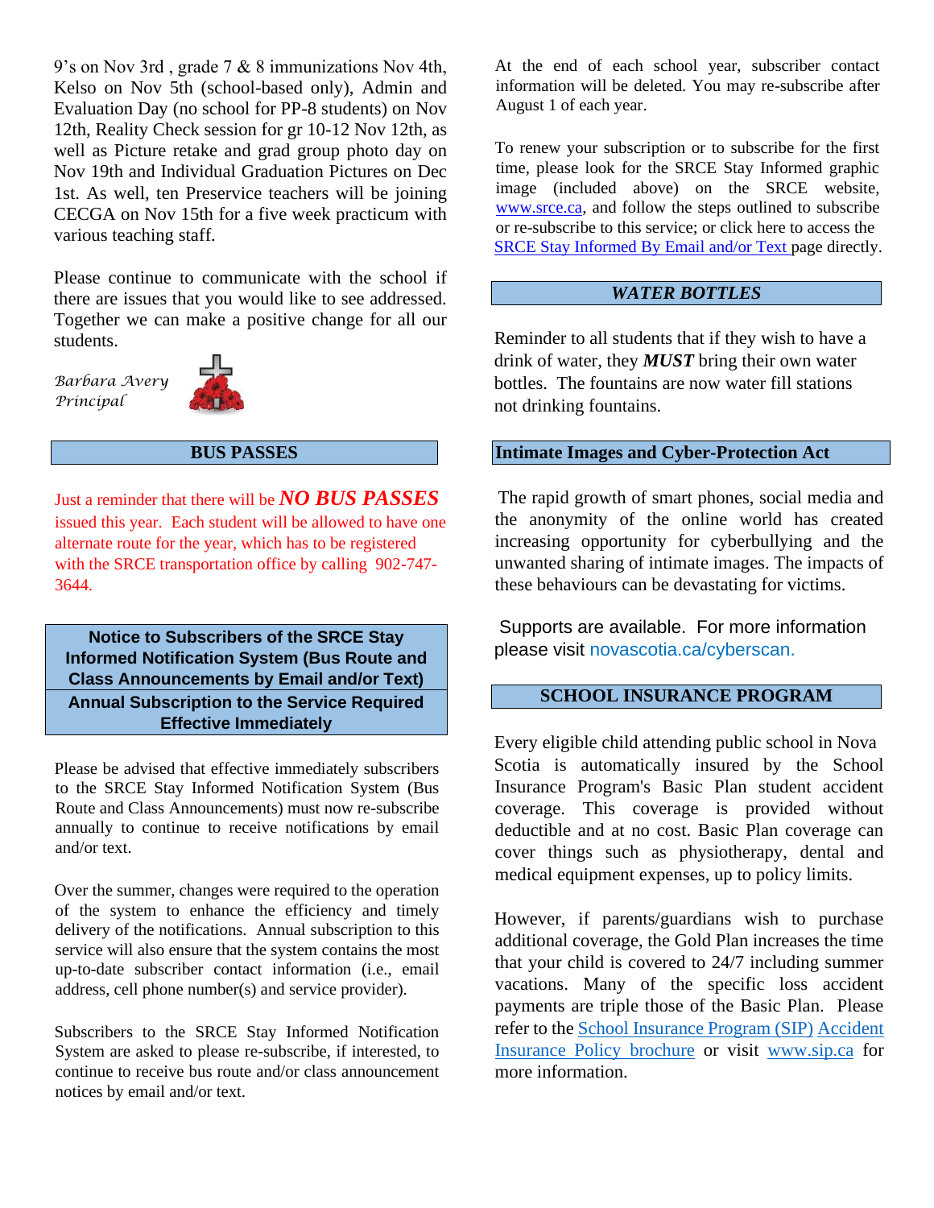9's on Nov 3rd , grade 7 & 8 immunizations Nov 4th, Kelso on Nov 5th (school-based only), Admin and Evaluation Day (no school for PP-8 students) on Nov 12th, Reality Check session for gr 10-12 Nov 12th, as well as Picture retake and grad group photo day on Nov 19th and Individual Graduation Pictures on Dec 1st. As well, ten Preservice teachers will be joining CECGA on Nov 15th for a five week practicum with various teaching staff.

Please continue to communicate with the school if there are issues that you would like to see addressed. Together we can make a positive change for all our students.

*Barbara Avery*
*Principal*

## BUS PASSES

Just a reminder that there will be ***NO BUS PASSES*** issued this year. Each student will be allowed to have one alternate route for the year, which has to be registered with the SRCE transportation office by calling 902-747-3644.

## Notice to Subscribers of the SRCE Stay Informed Notification System (Bus Route and Class Announcements by Email and/or Text)

## Annual Subscription to the Service Required Effective Immediately

Please be advised that effective immediately subscribers to the SRCE Stay Informed Notification System (Bus Route and Class Announcements) must now re-subscribe annually to continue to receive notifications by email and/or text.

Over the summer, changes were required to the operation of the system to enhance the efficiency and timely delivery of the notifications. Annual subscription to this service will also ensure that the system contains the most up-to-date subscriber contact information (i.e., email address, cell phone number(s) and service provider).

Subscribers to the SRCE Stay Informed Notification System are asked to please re-subscribe, if interested, to continue to receive bus route and/or class announcement notices by email and/or text.

At the end of each school year, subscriber contact information will be deleted. You may re-subscribe after August 1 of each year.

To renew your subscription or to subscribe for the first time, please look for the SRCE Stay Informed graphic image (included above) on the SRCE website, www.srce.ca, and follow the steps outlined to subscribe or re-subscribe to this service; or click here to access the SRCE Stay Informed By Email and/or Text page directly.

## WATER BOTTLES

Reminder to all students that if they wish to have a drink of water, they ***MUST*** bring their own water bottles. The fountains are now water fill stations not drinking fountains.

## Intimate Images and Cyber-Protection Act

The rapid growth of smart phones, social media and the anonymity of the online world has created increasing opportunity for cyberbullying and the unwanted sharing of intimate images. The impacts of these behaviours can be devastating for victims.

Supports are available. For more information please visit novascotia.ca/cyberscan.

## SCHOOL INSURANCE PROGRAM

Every eligible child attending public school in Nova Scotia is automatically insured by the School Insurance Program's Basic Plan student accident coverage. This coverage is provided without deductible and at no cost. Basic Plan coverage can cover things such as physiotherapy, dental and medical equipment expenses, up to policy limits.

However, if parents/guardians wish to purchase additional coverage, the Gold Plan increases the time that your child is covered to 24/7 including summer vacations. Many of the specific loss accident payments are triple those of the Basic Plan. Please refer to the School Insurance Program (SIP) Accident Insurance Policy brochure or visit www.sip.ca for more information.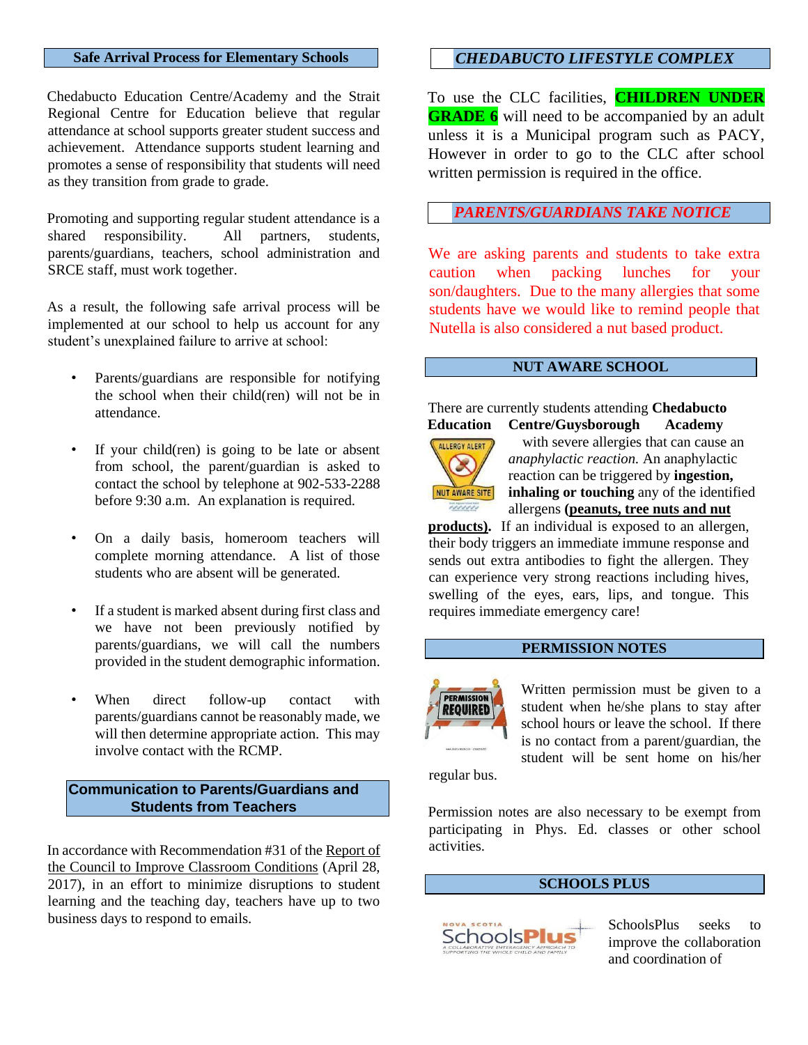## Safe Arrival Process for Elementary Schools

Chedabucto Education Centre/Academy and the Strait Regional Centre for Education believe that regular attendance at school supports greater student success and achievement. Attendance supports student learning and promotes a sense of responsibility that students will need as they transition from grade to grade.

Promoting and supporting regular student attendance is a shared responsibility. All partners, students, parents/guardians, teachers, school administration and SRCE staff, must work together.

As a result, the following safe arrival process will be implemented at our school to help us account for any student's unexplained failure to arrive at school:

- Parents/guardians are responsible for notifying the school when their child(ren) will not be in attendance.
- If your child(ren) is going to be late or absent from school, the parent/guardian is asked to contact the school by telephone at 902-533-2288 before 9:30 a.m. An explanation is required.
- On a daily basis, homeroom teachers will complete morning attendance. A list of those students who are absent will be generated.
- If a student is marked absent during first class and we have not been previously notified by parents/guardians, we will call the numbers provided in the student demographic information.
- When direct follow-up contact with parents/guardians cannot be reasonably made, we will then determine appropriate action. This may involve contact with the RCMP.

## Communication to Parents/Guardians and Students from Teachers

In accordance with Recommendation #31 of the Report of the Council to Improve Classroom Conditions (April 28, 2017), in an effort to minimize disruptions to student learning and the teaching day, teachers have up to two business days to respond to emails.

## *CHEDABUCTO LIFESTYLE COMPLEX*

To use the CLC facilities, **CHILDREN UNDER GRADE 6** will need to be accompanied by an adult unless it is a Municipal program such as PACY, However in order to go to the CLC after school written permission is required in the office.

## *PARENTS/GUARDIANS TAKE NOTICE*

We are asking parents and students to take extra caution when packing lunches for your son/daughters. Due to the many allergies that some students have we would like to remind people that Nutella is also considered a nut based product.

## NUT AWARE SCHOOL

There are currently students attending **Chedabucto Education Centre/Guysborough Academy** with severe allergies that can cause an *anaphylactic reaction.* An anaphylactic reaction can be triggered by **ingestion, inhaling or touching** any of the identified allergens **(peanuts, tree nuts and nut products).** If an individual is exposed to an allergen, their body triggers an immediate immune response and sends out extra antibodies to fight the allergen. They can experience very strong reactions including hives, swelling of the eyes, ears, lips, and tongue. This requires immediate emergency care!

## PERMISSION NOTES

Written permission must be given to a student when he/she plans to stay after school hours or leave the school. If there is no contact from a parent/guardian, the student will be sent home on his/her regular bus.

Permission notes are also necessary to be exempt from participating in Phys. Ed. classes or other school activities.

## SCHOOLS PLUS

SchoolsPlus seeks to improve the collaboration and coordination of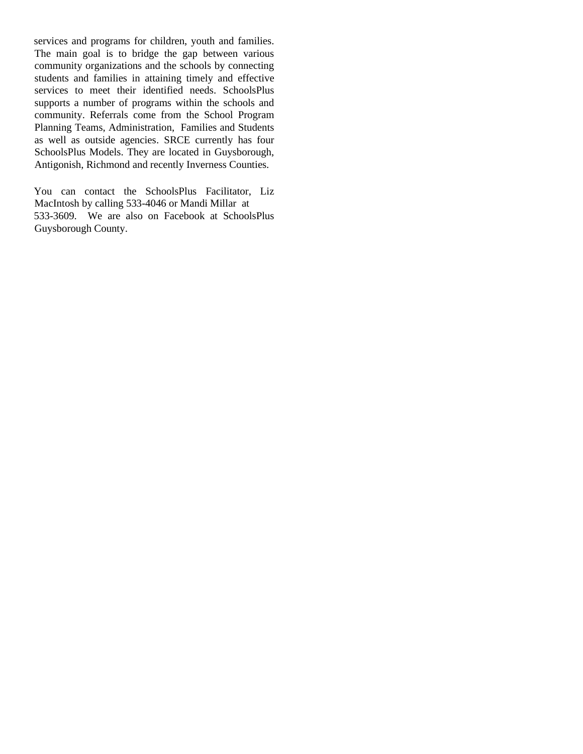services and programs for children, youth and families. The main goal is to bridge the gap between various community organizations and the schools by connecting students and families in attaining timely and effective services to meet their identified needs. SchoolsPlus supports a number of programs within the schools and community. Referrals come from the School Program Planning Teams, Administration, Families and Students as well as outside agencies. SRCE currently has four SchoolsPlus Models. They are located in Guysborough, Antigonish, Richmond and recently Inverness Counties.

You can contact the SchoolsPlus Facilitator, Liz MacIntosh by calling 533-4046 or Mandi Millar at 533-3609. We are also on Facebook at SchoolsPlus Guysborough County.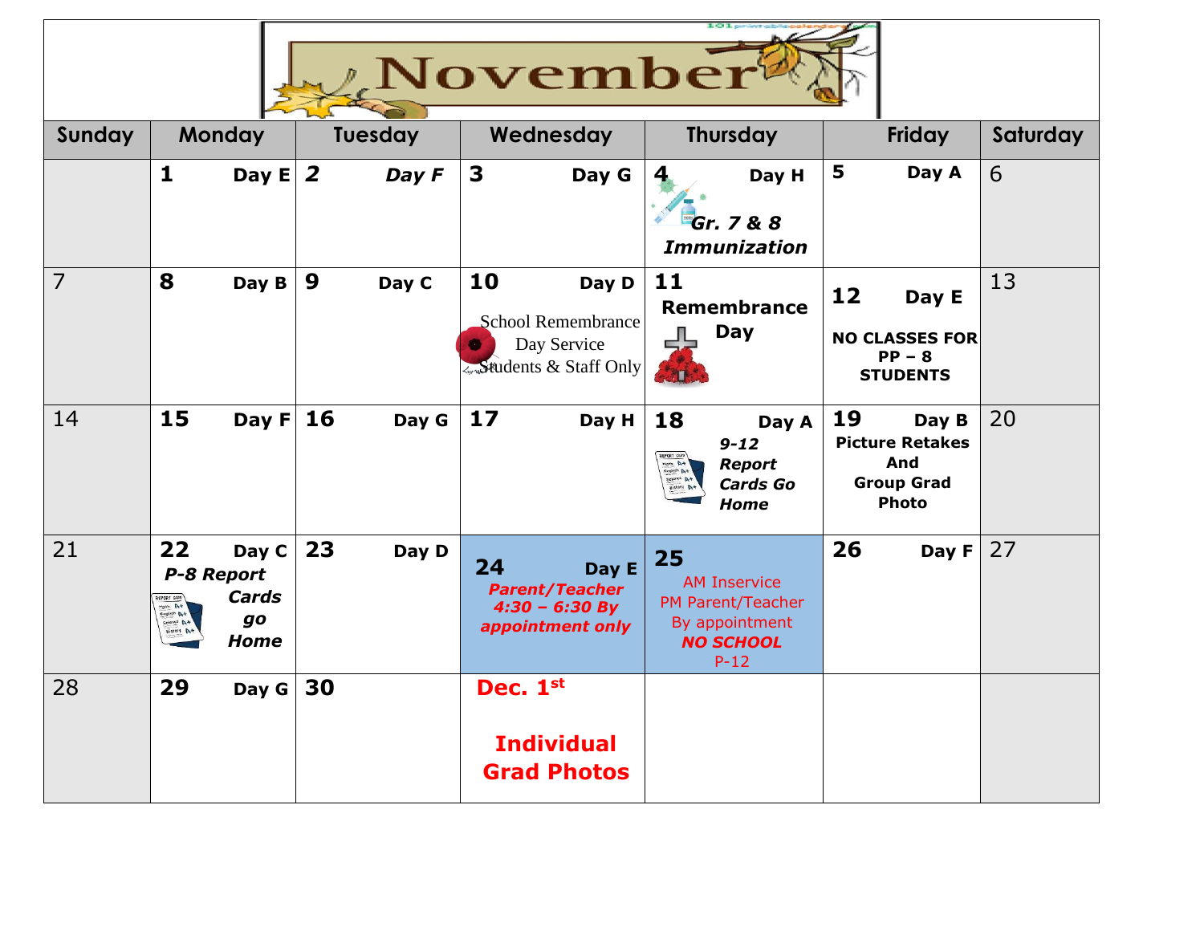# November

| Sunday | Monday | Tuesday | Wednesday | Thursday | Friday | Saturday |
|---|---|---|---|---|---|---|
| | **1** **Day E** | ***2*** ***Day F*** | **3** **Day G** | **4** **Day H** ***Gr. 7 & 8 Immunization*** | **5** **Day A** | 6 |
| 7 | **8** **Day B** | **9** **Day C** | **10** **Day D** School Remembrance Day Service Students & Staff Only | **11** **Remembrance Day** | **12** **Day E** **NO CLASSES FOR PP – 8 STUDENTS** | 13 |
| 14 | **15** **Day F** | **16** **Day G** | **17** **Day H** | **18** **Day A** ***9-12 Report Cards Go Home*** | **19** **Day B** **Picture Retakes And Group Grad Photo** | 20 |
| 21 | **22** **Day C** ***P-8 Report Cards go Home*** | **23** **Day D** | **24** **Day E** ***Parent/Teacher 4:30 – 6:30 By appointment only*** | **25** AM Inservice PM Parent/Teacher By appointment ***NO SCHOOL*** P-12 | **26** **Day F** | 27 |
| 28 | **29** **Day G** | **30** | **Dec. 1st** **Individual Grad Photos** | | | |